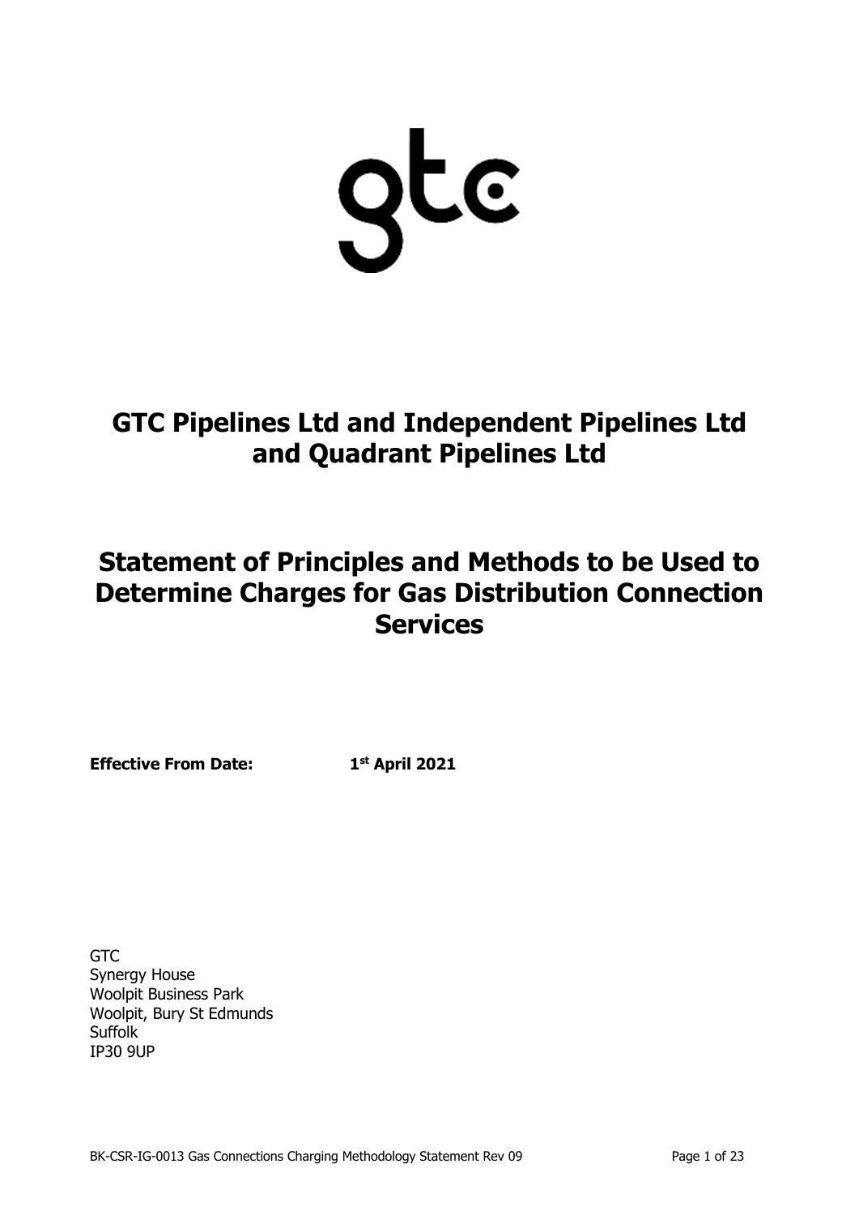gtc

# GTC Pipelines Ltd and Independent Pipelines Ltd and Quadrant Pipelines Ltd

# Statement of Principles and Methods to be Used to Determine Charges for Gas Distribution Connection Services

**Effective From Date:** **1st April 2021**

GTC
Synergy House
Woolpit Business Park
Woolpit, Bury St Edmunds
Suffolk
IP30 9UP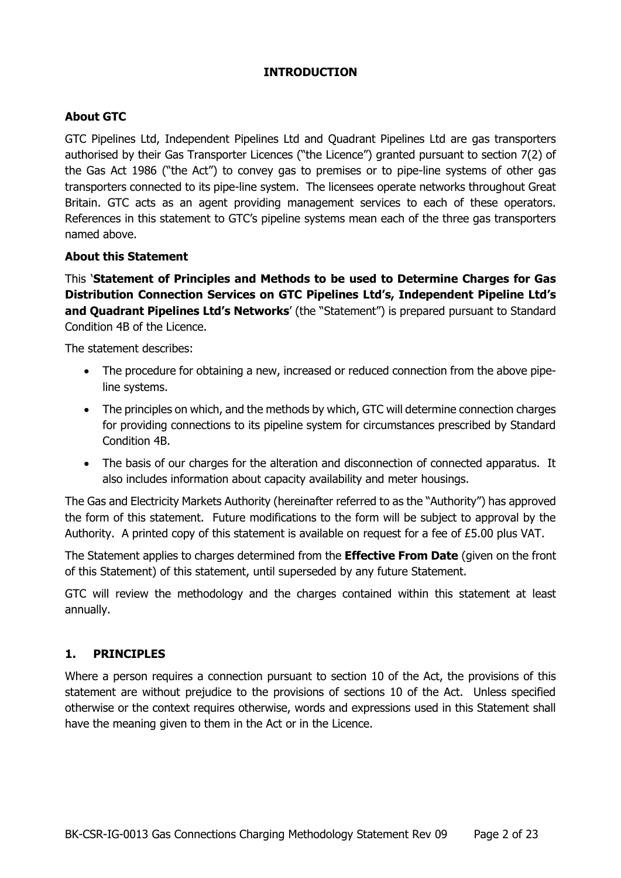# INTRODUCTION

## About GTC

GTC Pipelines Ltd, Independent Pipelines Ltd and Quadrant Pipelines Ltd are gas transporters authorised by their Gas Transporter Licences ("the Licence") granted pursuant to section 7(2) of the Gas Act 1986 ("the Act") to convey gas to premises or to pipe-line systems of other gas transporters connected to its pipe-line system. The licensees operate networks throughout Great Britain. GTC acts as an agent providing management services to each of these operators. References in this statement to GTC's pipeline systems mean each of the three gas transporters named above.

## About this Statement

This '**Statement of Principles and Methods to be used to Determine Charges for Gas Distribution Connection Services on GTC Pipelines Ltd's, Independent Pipeline Ltd's and Quadrant Pipelines Ltd's Networks**' (the "Statement") is prepared pursuant to Standard Condition 4B of the Licence.

The statement describes:

- The procedure for obtaining a new, increased or reduced connection from the above pipe-line systems.
- The principles on which, and the methods by which, GTC will determine connection charges for providing connections to its pipeline system for circumstances prescribed by Standard Condition 4B.
- The basis of our charges for the alteration and disconnection of connected apparatus. It also includes information about capacity availability and meter housings.

The Gas and Electricity Markets Authority (hereinafter referred to as the "Authority") has approved the form of this statement. Future modifications to the form will be subject to approval by the Authority. A printed copy of this statement is available on request for a fee of £5.00 plus VAT.

The Statement applies to charges determined from the **Effective From Date** (given on the front of this Statement) of this statement, until superseded by any future Statement.

GTC will review the methodology and the charges contained within this statement at least annually.

## 1. PRINCIPLES

Where a person requires a connection pursuant to section 10 of the Act, the provisions of this statement are without prejudice to the provisions of sections 10 of the Act. Unless specified otherwise or the context requires otherwise, words and expressions used in this Statement shall have the meaning given to them in the Act or in the Licence.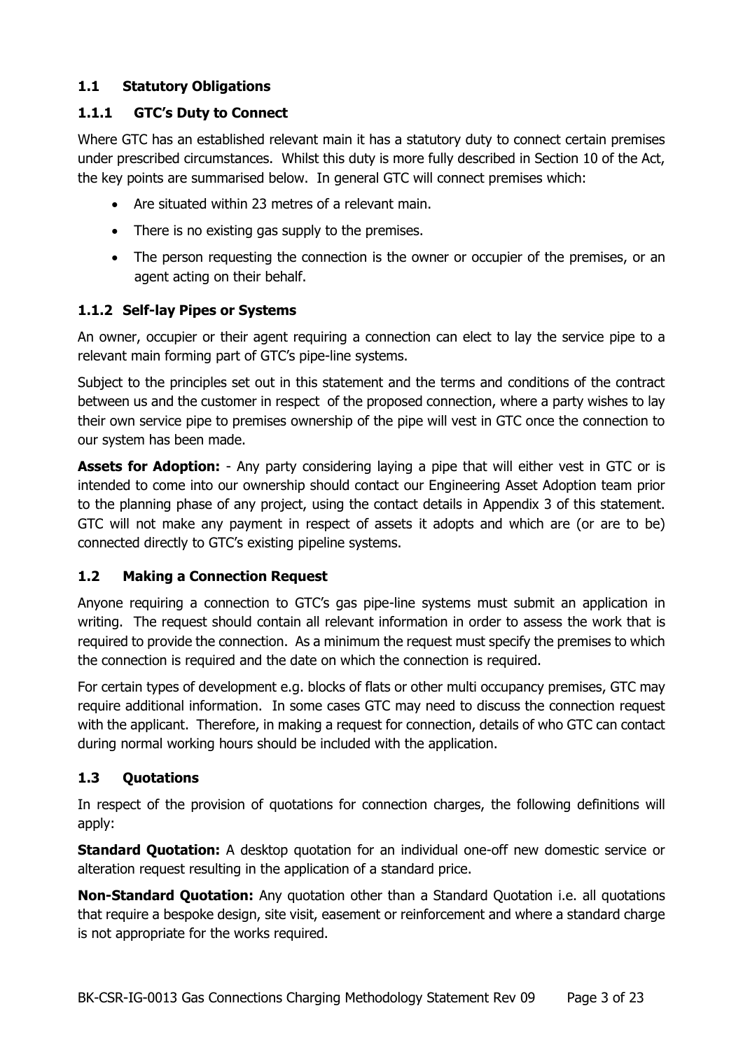### 1.1 Statutory Obligations

#### 1.1.1 GTC's Duty to Connect

Where GTC has an established relevant main it has a statutory duty to connect certain premises under prescribed circumstances. Whilst this duty is more fully described in Section 10 of the Act, the key points are summarised below. In general GTC will connect premises which:

- Are situated within 23 metres of a relevant main.
- There is no existing gas supply to the premises.
- The person requesting the connection is the owner or occupier of the premises, or an agent acting on their behalf.

#### 1.1.2 Self-lay Pipes or Systems

An owner, occupier or their agent requiring a connection can elect to lay the service pipe to a relevant main forming part of GTC's pipe-line systems.

Subject to the principles set out in this statement and the terms and conditions of the contract between us and the customer in respect of the proposed connection, where a party wishes to lay their own service pipe to premises ownership of the pipe will vest in GTC once the connection to our system has been made.

**Assets for Adoption:** - Any party considering laying a pipe that will either vest in GTC or is intended to come into our ownership should contact our Engineering Asset Adoption team prior to the planning phase of any project, using the contact details in Appendix 3 of this statement. GTC will not make any payment in respect of assets it adopts and which are (or are to be) connected directly to GTC's existing pipeline systems.

### 1.2 Making a Connection Request

Anyone requiring a connection to GTC's gas pipe-line systems must submit an application in writing. The request should contain all relevant information in order to assess the work that is required to provide the connection. As a minimum the request must specify the premises to which the connection is required and the date on which the connection is required.

For certain types of development e.g. blocks of flats or other multi occupancy premises, GTC may require additional information. In some cases GTC may need to discuss the connection request with the applicant. Therefore, in making a request for connection, details of who GTC can contact during normal working hours should be included with the application.

### 1.3 Quotations

In respect of the provision of quotations for connection charges, the following definitions will apply:

**Standard Quotation:** A desktop quotation for an individual one-off new domestic service or alteration request resulting in the application of a standard price.

**Non-Standard Quotation:** Any quotation other than a Standard Quotation i.e. all quotations that require a bespoke design, site visit, easement or reinforcement and where a standard charge is not appropriate for the works required.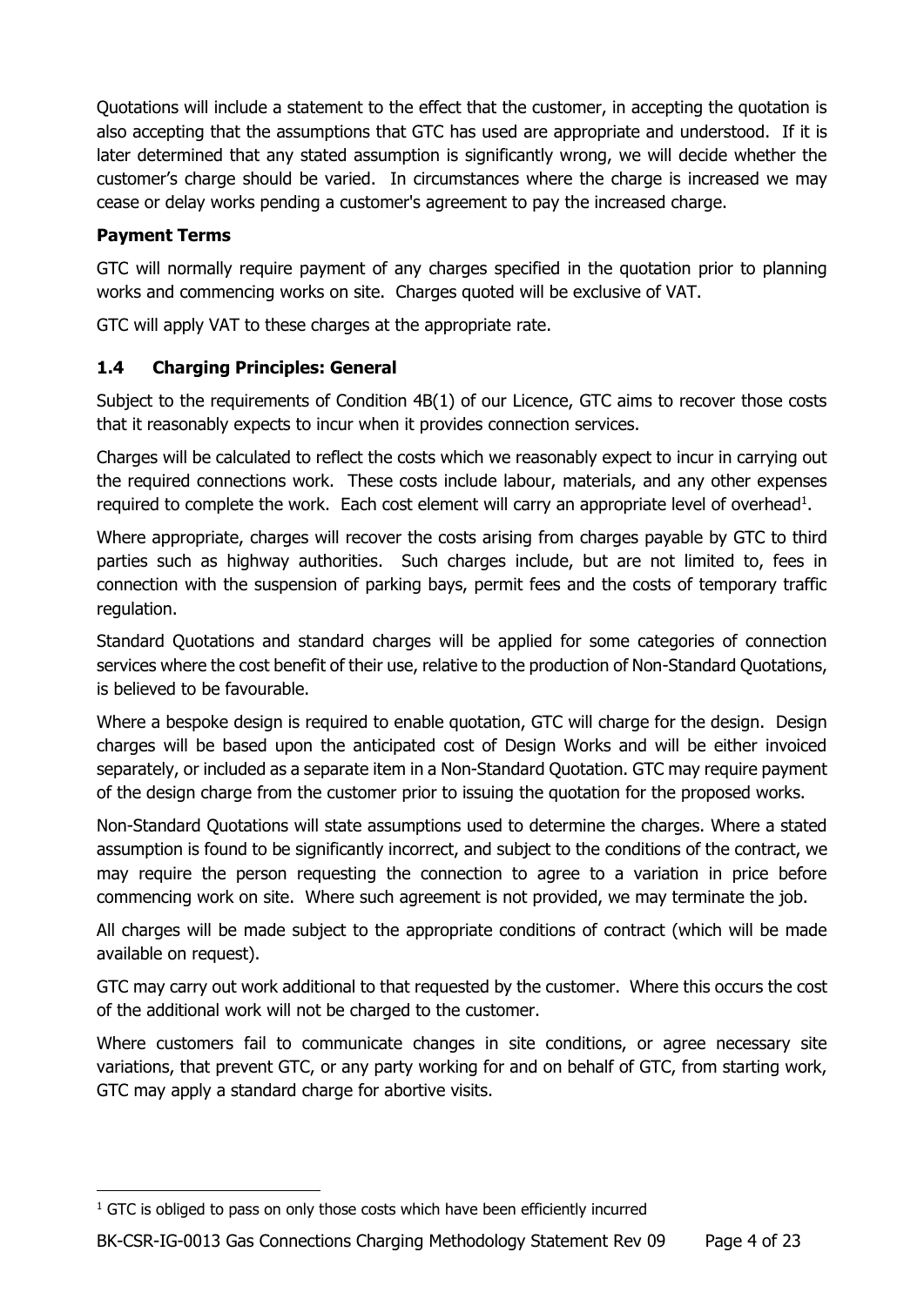Quotations will include a statement to the effect that the customer, in accepting the quotation is also accepting that the assumptions that GTC has used are appropriate and understood. If it is later determined that any stated assumption is significantly wrong, we will decide whether the customer's charge should be varied. In circumstances where the charge is increased we may cease or delay works pending a customer's agreement to pay the increased charge.

**Payment Terms**

GTC will normally require payment of any charges specified in the quotation prior to planning works and commencing works on site. Charges quoted will be exclusive of VAT.

GTC will apply VAT to these charges at the appropriate rate.

### 1.4 Charging Principles: General

Subject to the requirements of Condition 4B(1) of our Licence, GTC aims to recover those costs that it reasonably expects to incur when it provides connection services.

Charges will be calculated to reflect the costs which we reasonably expect to incur in carrying out the required connections work. These costs include labour, materials, and any other expenses required to complete the work. Each cost element will carry an appropriate level of overhead[1].

Where appropriate, charges will recover the costs arising from charges payable by GTC to third parties such as highway authorities. Such charges include, but are not limited to, fees in connection with the suspension of parking bays, permit fees and the costs of temporary traffic regulation.

Standard Quotations and standard charges will be applied for some categories of connection services where the cost benefit of their use, relative to the production of Non-Standard Quotations, is believed to be favourable.

Where a bespoke design is required to enable quotation, GTC will charge for the design. Design charges will be based upon the anticipated cost of Design Works and will be either invoiced separately, or included as a separate item in a Non-Standard Quotation. GTC may require payment of the design charge from the customer prior to issuing the quotation for the proposed works.

Non-Standard Quotations will state assumptions used to determine the charges. Where a stated assumption is found to be significantly incorrect, and subject to the conditions of the contract, we may require the person requesting the connection to agree to a variation in price before commencing work on site. Where such agreement is not provided, we may terminate the job.

All charges will be made subject to the appropriate conditions of contract (which will be made available on request).

GTC may carry out work additional to that requested by the customer. Where this occurs the cost of the additional work will not be charged to the customer.

Where customers fail to communicate changes in site conditions, or agree necessary site variations, that prevent GTC, or any party working for and on behalf of GTC, from starting work, GTC may apply a standard charge for abortive visits.

[1] GTC is obliged to pass on only those costs which have been efficiently incurred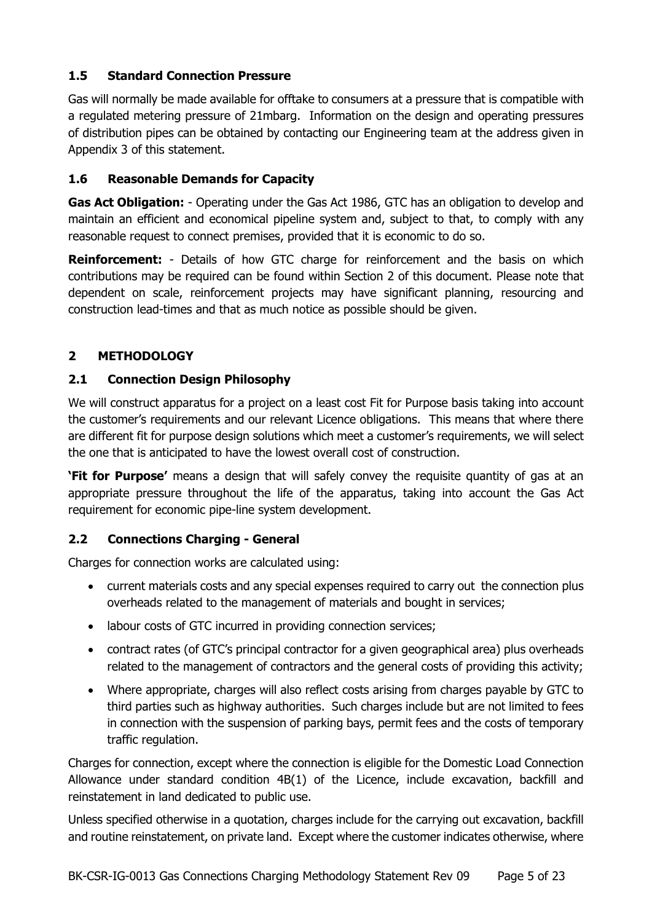### 1.5 Standard Connection Pressure

Gas will normally be made available for offtake to consumers at a pressure that is compatible with a regulated metering pressure of 21mbarg. Information on the design and operating pressures of distribution pipes can be obtained by contacting our Engineering team at the address given in Appendix 3 of this statement.

### 1.6 Reasonable Demands for Capacity

**Gas Act Obligation:** - Operating under the Gas Act 1986, GTC has an obligation to develop and maintain an efficient and economical pipeline system and, subject to that, to comply with any reasonable request to connect premises, provided that it is economic to do so.

**Reinforcement:** - Details of how GTC charge for reinforcement and the basis on which contributions may be required can be found within Section 2 of this document. Please note that dependent on scale, reinforcement projects may have significant planning, resourcing and construction lead-times and that as much notice as possible should be given.

## 2 METHODOLOGY

### 2.1 Connection Design Philosophy

We will construct apparatus for a project on a least cost Fit for Purpose basis taking into account the customer's requirements and our relevant Licence obligations. This means that where there are different fit for purpose design solutions which meet a customer's requirements, we will select the one that is anticipated to have the lowest overall cost of construction.

**'Fit for Purpose'** means a design that will safely convey the requisite quantity of gas at an appropriate pressure throughout the life of the apparatus, taking into account the Gas Act requirement for economic pipe-line system development.

### 2.2 Connections Charging - General

Charges for connection works are calculated using:

- current materials costs and any special expenses required to carry out the connection plus overheads related to the management of materials and bought in services;
- labour costs of GTC incurred in providing connection services;
- contract rates (of GTC's principal contractor for a given geographical area) plus overheads related to the management of contractors and the general costs of providing this activity;
- Where appropriate, charges will also reflect costs arising from charges payable by GTC to third parties such as highway authorities. Such charges include but are not limited to fees in connection with the suspension of parking bays, permit fees and the costs of temporary traffic regulation.

Charges for connection, except where the connection is eligible for the Domestic Load Connection Allowance under standard condition 4B(1) of the Licence, include excavation, backfill and reinstatement in land dedicated to public use.

Unless specified otherwise in a quotation, charges include for the carrying out excavation, backfill and routine reinstatement, on private land. Except where the customer indicates otherwise, where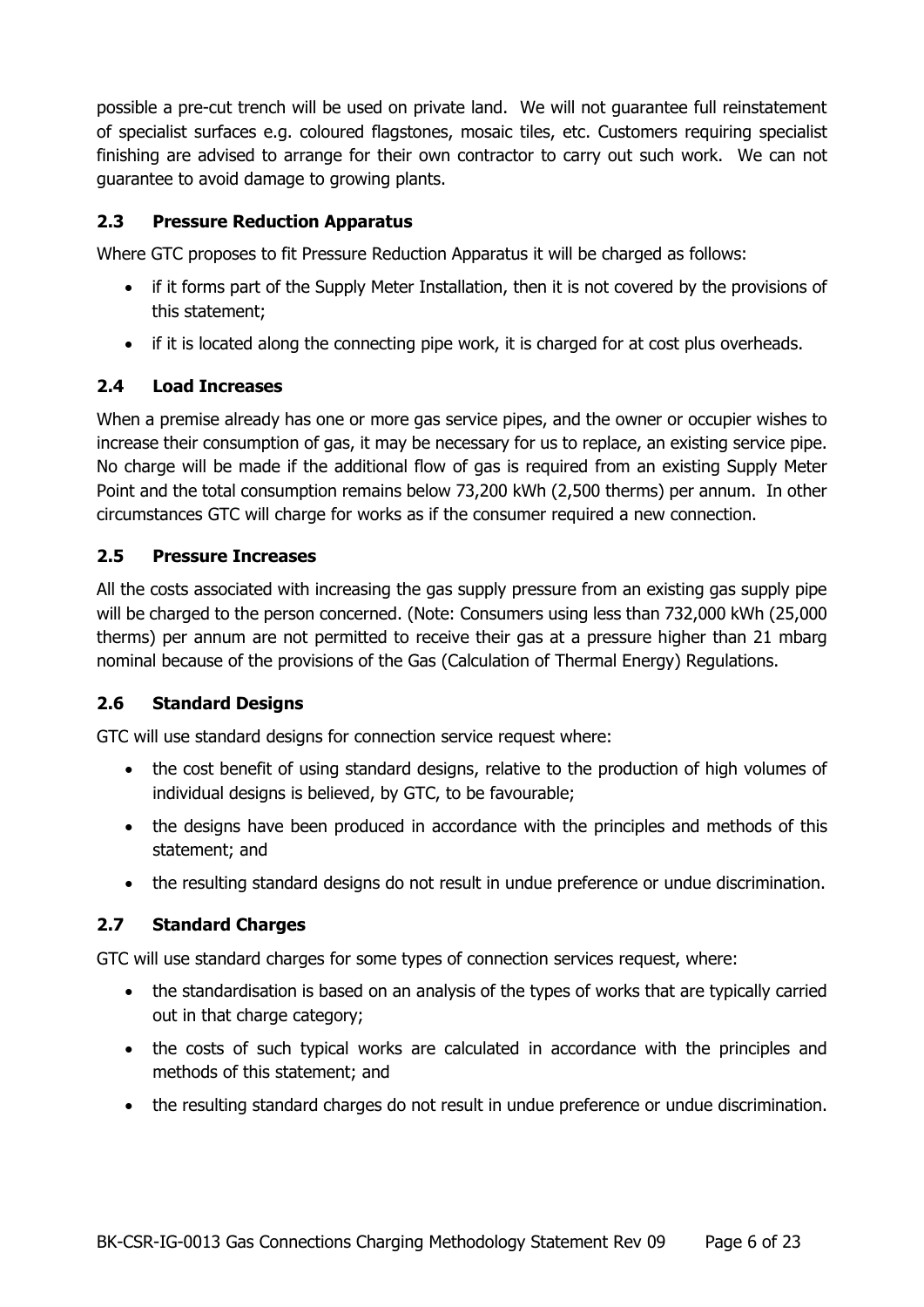possible a pre-cut trench will be used on private land. We will not guarantee full reinstatement of specialist surfaces e.g. coloured flagstones, mosaic tiles, etc. Customers requiring specialist finishing are advised to arrange for their own contractor to carry out such work. We can not guarantee to avoid damage to growing plants.

### 2.3 Pressure Reduction Apparatus

Where GTC proposes to fit Pressure Reduction Apparatus it will be charged as follows:

- if it forms part of the Supply Meter Installation, then it is not covered by the provisions of this statement;
- if it is located along the connecting pipe work, it is charged for at cost plus overheads.

### 2.4 Load Increases

When a premise already has one or more gas service pipes, and the owner or occupier wishes to increase their consumption of gas, it may be necessary for us to replace, an existing service pipe. No charge will be made if the additional flow of gas is required from an existing Supply Meter Point and the total consumption remains below 73,200 kWh (2,500 therms) per annum. In other circumstances GTC will charge for works as if the consumer required a new connection.

### 2.5 Pressure Increases

All the costs associated with increasing the gas supply pressure from an existing gas supply pipe will be charged to the person concerned. (Note: Consumers using less than 732,000 kWh (25,000 therms) per annum are not permitted to receive their gas at a pressure higher than 21 mbarg nominal because of the provisions of the Gas (Calculation of Thermal Energy) Regulations.

### 2.6 Standard Designs

GTC will use standard designs for connection service request where:

- the cost benefit of using standard designs, relative to the production of high volumes of individual designs is believed, by GTC, to be favourable;
- the designs have been produced in accordance with the principles and methods of this statement; and
- the resulting standard designs do not result in undue preference or undue discrimination.

### 2.7 Standard Charges

GTC will use standard charges for some types of connection services request, where:

- the standardisation is based on an analysis of the types of works that are typically carried out in that charge category;
- the costs of such typical works are calculated in accordance with the principles and methods of this statement; and
- the resulting standard charges do not result in undue preference or undue discrimination.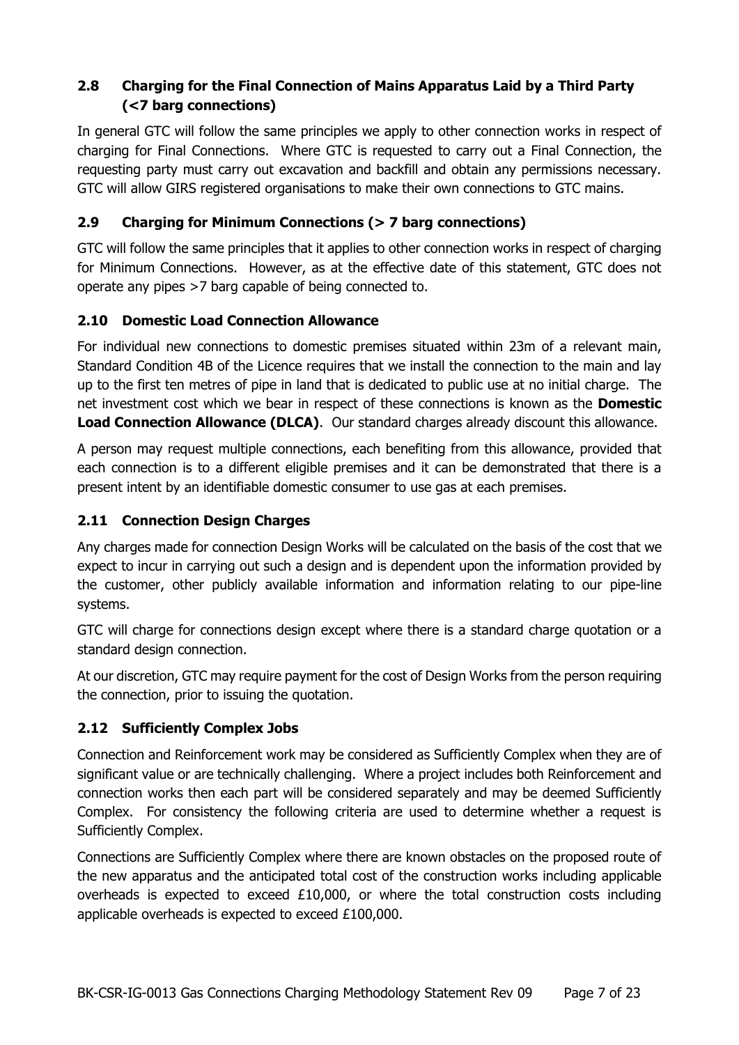### 2.8 Charging for the Final Connection of Mains Apparatus Laid by a Third Party (<7 barg connections)

In general GTC will follow the same principles we apply to other connection works in respect of charging for Final Connections. Where GTC is requested to carry out a Final Connection, the requesting party must carry out excavation and backfill and obtain any permissions necessary. GTC will allow GIRS registered organisations to make their own connections to GTC mains.

### 2.9 Charging for Minimum Connections (> 7 barg connections)

GTC will follow the same principles that it applies to other connection works in respect of charging for Minimum Connections. However, as at the effective date of this statement, GTC does not operate any pipes >7 barg capable of being connected to.

### 2.10 Domestic Load Connection Allowance

For individual new connections to domestic premises situated within 23m of a relevant main, Standard Condition 4B of the Licence requires that we install the connection to the main and lay up to the first ten metres of pipe in land that is dedicated to public use at no initial charge. The net investment cost which we bear in respect of these connections is known as the **Domestic Load Connection Allowance (DLCA)**. Our standard charges already discount this allowance.

A person may request multiple connections, each benefiting from this allowance, provided that each connection is to a different eligible premises and it can be demonstrated that there is a present intent by an identifiable domestic consumer to use gas at each premises.

### 2.11 Connection Design Charges

Any charges made for connection Design Works will be calculated on the basis of the cost that we expect to incur in carrying out such a design and is dependent upon the information provided by the customer, other publicly available information and information relating to our pipe-line systems.

GTC will charge for connections design except where there is a standard charge quotation or a standard design connection.

At our discretion, GTC may require payment for the cost of Design Works from the person requiring the connection, prior to issuing the quotation.

### 2.12 Sufficiently Complex Jobs

Connection and Reinforcement work may be considered as Sufficiently Complex when they are of significant value or are technically challenging. Where a project includes both Reinforcement and connection works then each part will be considered separately and may be deemed Sufficiently Complex. For consistency the following criteria are used to determine whether a request is Sufficiently Complex.

Connections are Sufficiently Complex where there are known obstacles on the proposed route of the new apparatus and the anticipated total cost of the construction works including applicable overheads is expected to exceed £10,000, or where the total construction costs including applicable overheads is expected to exceed £100,000.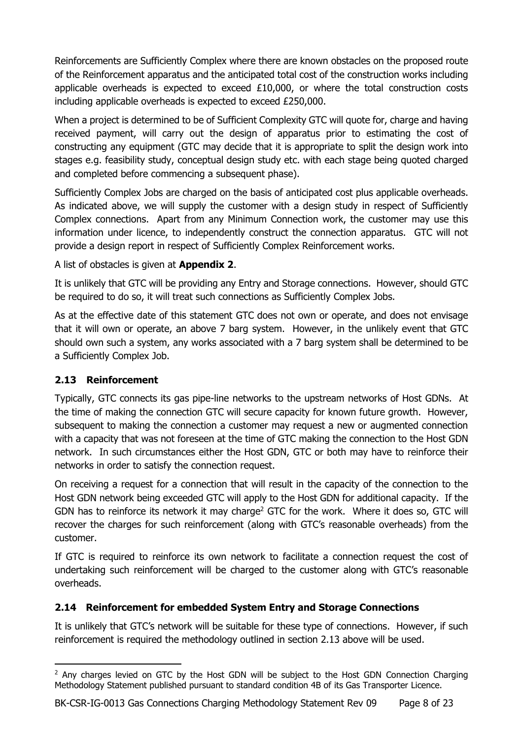Reinforcements are Sufficiently Complex where there are known obstacles on the proposed route of the Reinforcement apparatus and the anticipated total cost of the construction works including applicable overheads is expected to exceed £10,000, or where the total construction costs including applicable overheads is expected to exceed £250,000.

When a project is determined to be of Sufficient Complexity GTC will quote for, charge and having received payment, will carry out the design of apparatus prior to estimating the cost of constructing any equipment (GTC may decide that it is appropriate to split the design work into stages e.g. feasibility study, conceptual design study etc. with each stage being quoted charged and completed before commencing a subsequent phase).

Sufficiently Complex Jobs are charged on the basis of anticipated cost plus applicable overheads. As indicated above, we will supply the customer with a design study in respect of Sufficiently Complex connections. Apart from any Minimum Connection work, the customer may use this information under licence, to independently construct the connection apparatus. GTC will not provide a design report in respect of Sufficiently Complex Reinforcement works.

A list of obstacles is given at **Appendix 2**.

It is unlikely that GTC will be providing any Entry and Storage connections. However, should GTC be required to do so, it will treat such connections as Sufficiently Complex Jobs.

As at the effective date of this statement GTC does not own or operate, and does not envisage that it will own or operate, an above 7 barg system. However, in the unlikely event that GTC should own such a system, any works associated with a 7 barg system shall be determined to be a Sufficiently Complex Job.

### 2.13 Reinforcement

Typically, GTC connects its gas pipe-line networks to the upstream networks of Host GDNs. At the time of making the connection GTC will secure capacity for known future growth. However, subsequent to making the connection a customer may request a new or augmented connection with a capacity that was not foreseen at the time of GTC making the connection to the Host GDN network. In such circumstances either the Host GDN, GTC or both may have to reinforce their networks in order to satisfy the connection request.

On receiving a request for a connection that will result in the capacity of the connection to the Host GDN network being exceeded GTC will apply to the Host GDN for additional capacity. If the GDN has to reinforce its network it may charge[2] GTC for the work. Where it does so, GTC will recover the charges for such reinforcement (along with GTC's reasonable overheads) from the customer.

If GTC is required to reinforce its own network to facilitate a connection request the cost of undertaking such reinforcement will be charged to the customer along with GTC's reasonable overheads.

### 2.14 Reinforcement for embedded System Entry and Storage Connections

It is unlikely that GTC's network will be suitable for these type of connections. However, if such reinforcement is required the methodology outlined in section 2.13 above will be used.

[2] Any charges levied on GTC by the Host GDN will be subject to the Host GDN Connection Charging Methodology Statement published pursuant to standard condition 4B of its Gas Transporter Licence.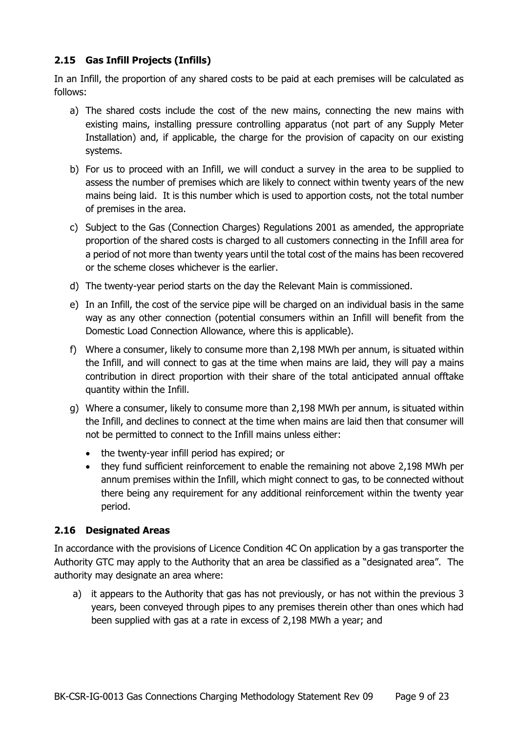### 2.15 Gas Infill Projects (Infills)

In an Infill, the proportion of any shared costs to be paid at each premises will be calculated as follows:

a) The shared costs include the cost of the new mains, connecting the new mains with existing mains, installing pressure controlling apparatus (not part of any Supply Meter Installation) and, if applicable, the charge for the provision of capacity on our existing systems.

b) For us to proceed with an Infill, we will conduct a survey in the area to be supplied to assess the number of premises which are likely to connect within twenty years of the new mains being laid. It is this number which is used to apportion costs, not the total number of premises in the area.

c) Subject to the Gas (Connection Charges) Regulations 2001 as amended, the appropriate proportion of the shared costs is charged to all customers connecting in the Infill area for a period of not more than twenty years until the total cost of the mains has been recovered or the scheme closes whichever is the earlier.

d) The twenty-year period starts on the day the Relevant Main is commissioned.

e) In an Infill, the cost of the service pipe will be charged on an individual basis in the same way as any other connection (potential consumers within an Infill will benefit from the Domestic Load Connection Allowance, where this is applicable).

f) Where a consumer, likely to consume more than 2,198 MWh per annum, is situated within the Infill, and will connect to gas at the time when mains are laid, they will pay a mains contribution in direct proportion with their share of the total anticipated annual offtake quantity within the Infill.

g) Where a consumer, likely to consume more than 2,198 MWh per annum, is situated within the Infill, and declines to connect at the time when mains are laid then that consumer will not be permitted to connect to the Infill mains unless either:

   - the twenty-year infill period has expired; or
   - they fund sufficient reinforcement to enable the remaining not above 2,198 MWh per annum premises within the Infill, which might connect to gas, to be connected without there being any requirement for any additional reinforcement within the twenty year period.

### 2.16 Designated Areas

In accordance with the provisions of Licence Condition 4C On application by a gas transporter the Authority GTC may apply to the Authority that an area be classified as a "designated area". The authority may designate an area where:

a) it appears to the Authority that gas has not previously, or has not within the previous 3 years, been conveyed through pipes to any premises therein other than ones which had been supplied with gas at a rate in excess of 2,198 MWh a year; and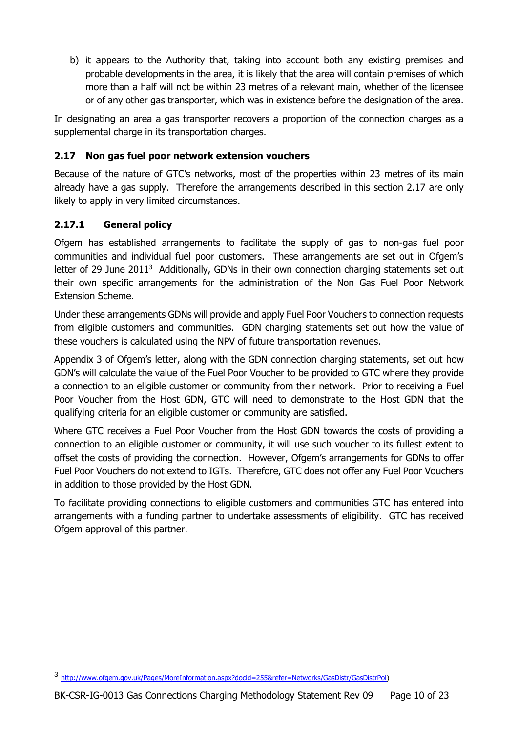b) it appears to the Authority that, taking into account both any existing premises and probable developments in the area, it is likely that the area will contain premises of which more than a half will not be within 23 metres of a relevant main, whether of the licensee or of any other gas transporter, which was in existence before the designation of the area.

In designating an area a gas transporter recovers a proportion of the connection charges as a supplemental charge in its transportation charges.

### 2.17 Non gas fuel poor network extension vouchers

Because of the nature of GTC's networks, most of the properties within 23 metres of its main already have a gas supply. Therefore the arrangements described in this section 2.17 are only likely to apply in very limited circumstances.

#### 2.17.1 General policy

Ofgem has established arrangements to facilitate the supply of gas to non-gas fuel poor communities and individual fuel poor customers. These arrangements are set out in Ofgem's letter of 29 June 2011[3] Additionally, GDNs in their own connection charging statements set out their own specific arrangements for the administration of the Non Gas Fuel Poor Network Extension Scheme.

Under these arrangements GDNs will provide and apply Fuel Poor Vouchers to connection requests from eligible customers and communities. GDN charging statements set out how the value of these vouchers is calculated using the NPV of future transportation revenues.

Appendix 3 of Ofgem's letter, along with the GDN connection charging statements, set out how GDN's will calculate the value of the Fuel Poor Voucher to be provided to GTC where they provide a connection to an eligible customer or community from their network. Prior to receiving a Fuel Poor Voucher from the Host GDN, GTC will need to demonstrate to the Host GDN that the qualifying criteria for an eligible customer or community are satisfied.

Where GTC receives a Fuel Poor Voucher from the Host GDN towards the costs of providing a connection to an eligible customer or community, it will use such voucher to its fullest extent to offset the costs of providing the connection. However, Ofgem's arrangements for GDNs to offer Fuel Poor Vouchers do not extend to IGTs. Therefore, GTC does not offer any Fuel Poor Vouchers in addition to those provided by the Host GDN.

To facilitate providing connections to eligible customers and communities GTC has entered into arrangements with a funding partner to undertake assessments of eligibility. GTC has received Ofgem approval of this partner.

---

[3] http://www.ofgem.gov.uk/Pages/MoreInformation.aspx?docid=255&refer=Networks/GasDistr/GasDistrPol)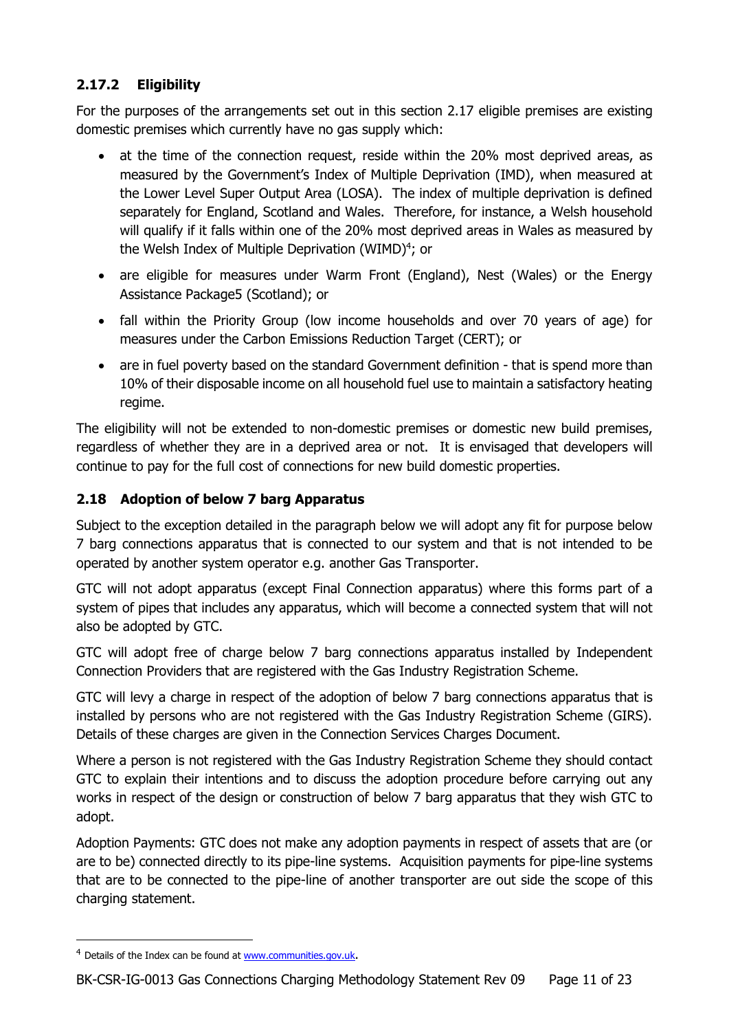### 2.17.2 Eligibility

For the purposes of the arrangements set out in this section 2.17 eligible premises are existing domestic premises which currently have no gas supply which:

- at the time of the connection request, reside within the 20% most deprived areas, as measured by the Government's Index of Multiple Deprivation (IMD), when measured at the Lower Level Super Output Area (LOSA). The index of multiple deprivation is defined separately for England, Scotland and Wales. Therefore, for instance, a Welsh household will qualify if it falls within one of the 20% most deprived areas in Wales as measured by the Welsh Index of Multiple Deprivation (WIMD)[4]; or
- are eligible for measures under Warm Front (England), Nest (Wales) or the Energy Assistance Package5 (Scotland); or
- fall within the Priority Group (low income households and over 70 years of age) for measures under the Carbon Emissions Reduction Target (CERT); or
- are in fuel poverty based on the standard Government definition - that is spend more than 10% of their disposable income on all household fuel use to maintain a satisfactory heating regime.

The eligibility will not be extended to non-domestic premises or domestic new build premises, regardless of whether they are in a deprived area or not. It is envisaged that developers will continue to pay for the full cost of connections for new build domestic properties.

## 2.18 Adoption of below 7 barg Apparatus

Subject to the exception detailed in the paragraph below we will adopt any fit for purpose below 7 barg connections apparatus that is connected to our system and that is not intended to be operated by another system operator e.g. another Gas Transporter.

GTC will not adopt apparatus (except Final Connection apparatus) where this forms part of a system of pipes that includes any apparatus, which will become a connected system that will not also be adopted by GTC.

GTC will adopt free of charge below 7 barg connections apparatus installed by Independent Connection Providers that are registered with the Gas Industry Registration Scheme.

GTC will levy a charge in respect of the adoption of below 7 barg connections apparatus that is installed by persons who are not registered with the Gas Industry Registration Scheme (GIRS). Details of these charges are given in the Connection Services Charges Document.

Where a person is not registered with the Gas Industry Registration Scheme they should contact GTC to explain their intentions and to discuss the adoption procedure before carrying out any works in respect of the design or construction of below 7 barg apparatus that they wish GTC to adopt.

Adoption Payments: GTC does not make any adoption payments in respect of assets that are (or are to be) connected directly to its pipe-line systems. Acquisition payments for pipe-line systems that are to be connected to the pipe-line of another transporter are out side the scope of this charging statement.

---

[4] Details of the Index can be found at www.communities.gov.uk.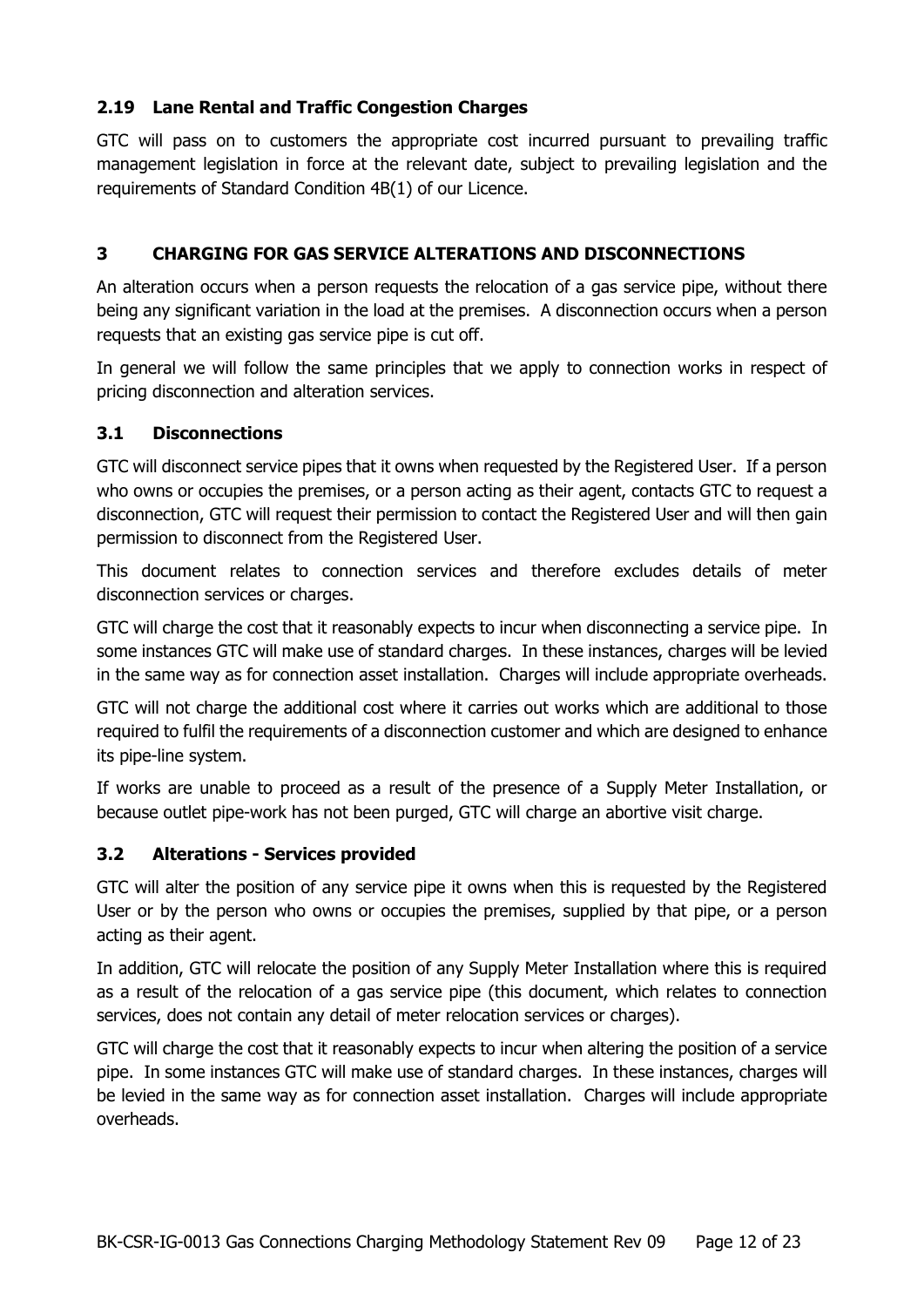### 2.19 Lane Rental and Traffic Congestion Charges

GTC will pass on to customers the appropriate cost incurred pursuant to prevailing traffic management legislation in force at the relevant date, subject to prevailing legislation and the requirements of Standard Condition 4B(1) of our Licence.

## 3 CHARGING FOR GAS SERVICE ALTERATIONS AND DISCONNECTIONS

An alteration occurs when a person requests the relocation of a gas service pipe, without there being any significant variation in the load at the premises. A disconnection occurs when a person requests that an existing gas service pipe is cut off.

In general we will follow the same principles that we apply to connection works in respect of pricing disconnection and alteration services.

### 3.1 Disconnections

GTC will disconnect service pipes that it owns when requested by the Registered User. If a person who owns or occupies the premises, or a person acting as their agent, contacts GTC to request a disconnection, GTC will request their permission to contact the Registered User and will then gain permission to disconnect from the Registered User.

This document relates to connection services and therefore excludes details of meter disconnection services or charges.

GTC will charge the cost that it reasonably expects to incur when disconnecting a service pipe. In some instances GTC will make use of standard charges. In these instances, charges will be levied in the same way as for connection asset installation. Charges will include appropriate overheads.

GTC will not charge the additional cost where it carries out works which are additional to those required to fulfil the requirements of a disconnection customer and which are designed to enhance its pipe-line system.

If works are unable to proceed as a result of the presence of a Supply Meter Installation, or because outlet pipe-work has not been purged, GTC will charge an abortive visit charge.

### 3.2 Alterations - Services provided

GTC will alter the position of any service pipe it owns when this is requested by the Registered User or by the person who owns or occupies the premises, supplied by that pipe, or a person acting as their agent.

In addition, GTC will relocate the position of any Supply Meter Installation where this is required as a result of the relocation of a gas service pipe (this document, which relates to connection services, does not contain any detail of meter relocation services or charges).

GTC will charge the cost that it reasonably expects to incur when altering the position of a service pipe. In some instances GTC will make use of standard charges. In these instances, charges will be levied in the same way as for connection asset installation. Charges will include appropriate overheads.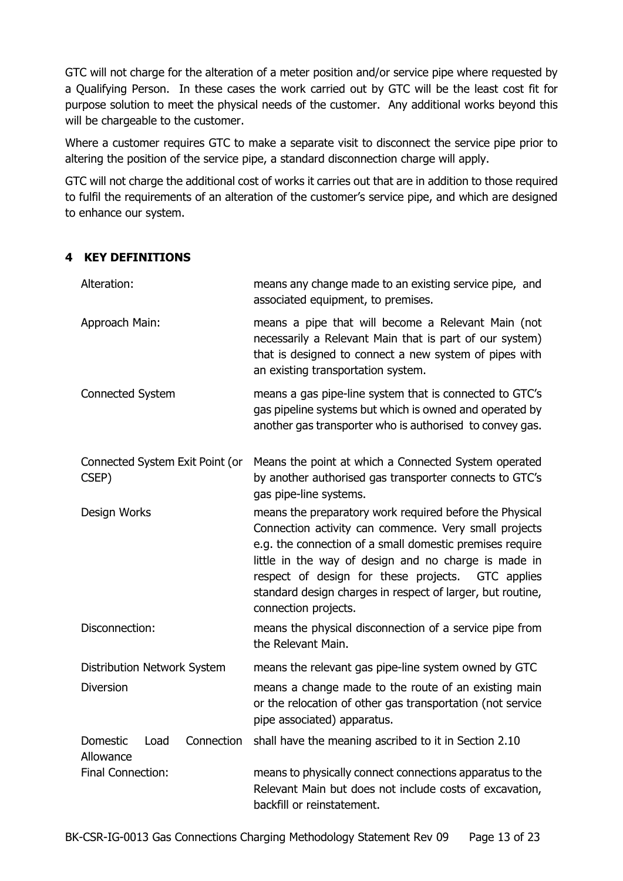GTC will not charge for the alteration of a meter position and/or service pipe where requested by a Qualifying Person. In these cases the work carried out by GTC will be the least cost fit for purpose solution to meet the physical needs of the customer. Any additional works beyond this will be chargeable to the customer.

Where a customer requires GTC to make a separate visit to disconnect the service pipe prior to altering the position of the service pipe, a standard disconnection charge will apply.

GTC will not charge the additional cost of works it carries out that are in addition to those required to fulfil the requirements of an alteration of the customer's service pipe, and which are designed to enhance our system.

## 4 KEY DEFINITIONS

| | |
|---|---|
| Alteration: | means any change made to an existing service pipe, and associated equipment, to premises. |
| Approach Main: | means a pipe that will become a Relevant Main (not necessarily a Relevant Main that is part of our system) that is designed to connect a new system of pipes with an existing transportation system. |
| Connected System | means a gas pipe-line system that is connected to GTC's gas pipeline systems but which is owned and operated by another gas transporter who is authorised to convey gas. |
| Connected System Exit Point (or CSEP) | Means the point at which a Connected System operated by another authorised gas transporter connects to GTC's gas pipe-line systems. |
| Design Works | means the preparatory work required before the Physical Connection activity can commence. Very small projects e.g. the connection of a small domestic premises require little in the way of design and no charge is made in respect of design for these projects. GTC applies standard design charges in respect of larger, but routine, connection projects. |
| Disconnection: | means the physical disconnection of a service pipe from the Relevant Main. |
| Distribution Network System | means the relevant gas pipe-line system owned by GTC |
| Diversion | means a change made to the route of an existing main or the relocation of other gas transportation (not service pipe associated) apparatus. |
| Domestic Load Connection Allowance | shall have the meaning ascribed to it in Section 2.10 |
| Final Connection: | means to physically connect connections apparatus to the Relevant Main but does not include costs of excavation, backfill or reinstatement. |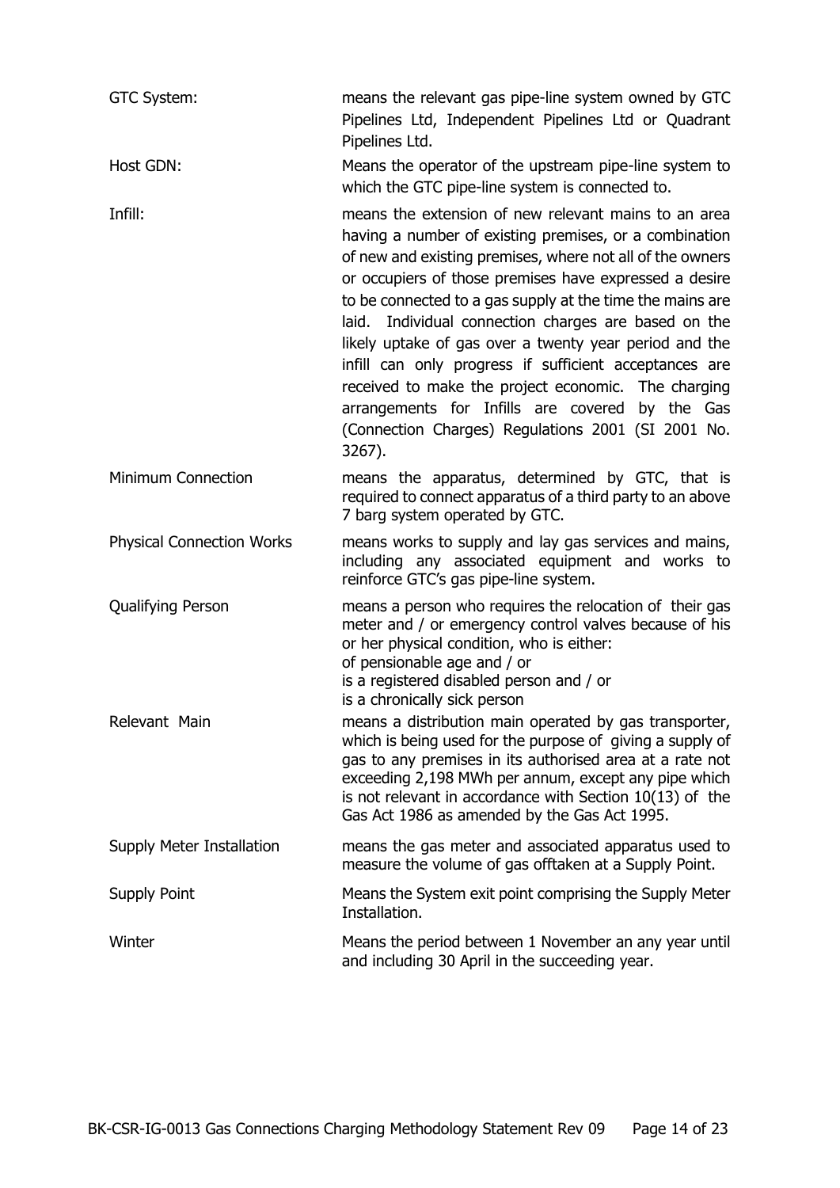| | |
|---|---|
| GTC System: | means the relevant gas pipe-line system owned by GTC Pipelines Ltd, Independent Pipelines Ltd or Quadrant Pipelines Ltd. |
| Host GDN: | Means the operator of the upstream pipe-line system to which the GTC pipe-line system is connected to. |
| Infill: | means the extension of new relevant mains to an area having a number of existing premises, or a combination of new and existing premises, where not all of the owners or occupiers of those premises have expressed a desire to be connected to a gas supply at the time the mains are laid. Individual connection charges are based on the likely uptake of gas over a twenty year period and the infill can only progress if sufficient acceptances are received to make the project economic. The charging arrangements for Infills are covered by the Gas (Connection Charges) Regulations 2001 (SI 2001 No. 3267). |
| Minimum Connection | means the apparatus, determined by GTC, that is required to connect apparatus of a third party to an above 7 barg system operated by GTC. |
| Physical Connection Works | means works to supply and lay gas services and mains, including any associated equipment and works to reinforce GTC's gas pipe-line system. |
| Qualifying Person | means a person who requires the relocation of their gas meter and / or emergency control valves because of his or her physical condition, who is either:<br>of pensionable age and / or<br>is a registered disabled person and / or<br>is a chronically sick person |
| Relevant Main | means a distribution main operated by gas transporter, which is being used for the purpose of giving a supply of gas to any premises in its authorised area at a rate not exceeding 2,198 MWh per annum, except any pipe which is not relevant in accordance with Section 10(13) of the Gas Act 1986 as amended by the Gas Act 1995. |
| Supply Meter Installation | means the gas meter and associated apparatus used to measure the volume of gas offtaken at a Supply Point. |
| Supply Point | Means the System exit point comprising the Supply Meter Installation. |
| Winter | Means the period between 1 November an any year until and including 30 April in the succeeding year. |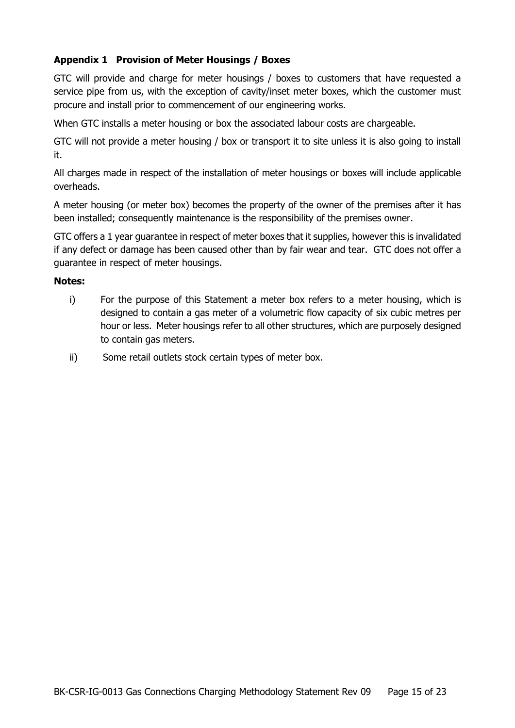## Appendix 1 Provision of Meter Housings / Boxes

GTC will provide and charge for meter housings / boxes to customers that have requested a service pipe from us, with the exception of cavity/inset meter boxes, which the customer must procure and install prior to commencement of our engineering works.

When GTC installs a meter housing or box the associated labour costs are chargeable.

GTC will not provide a meter housing / box or transport it to site unless it is also going to install it.

All charges made in respect of the installation of meter housings or boxes will include applicable overheads.

A meter housing (or meter box) becomes the property of the owner of the premises after it has been installed; consequently maintenance is the responsibility of the premises owner.

GTC offers a 1 year guarantee in respect of meter boxes that it supplies, however this is invalidated if any defect or damage has been caused other than by fair wear and tear. GTC does not offer a guarantee in respect of meter housings.

**Notes:**

i) For the purpose of this Statement a meter box refers to a meter housing, which is designed to contain a gas meter of a volumetric flow capacity of six cubic metres per hour or less. Meter housings refer to all other structures, which are purposely designed to contain gas meters.

ii) Some retail outlets stock certain types of meter box.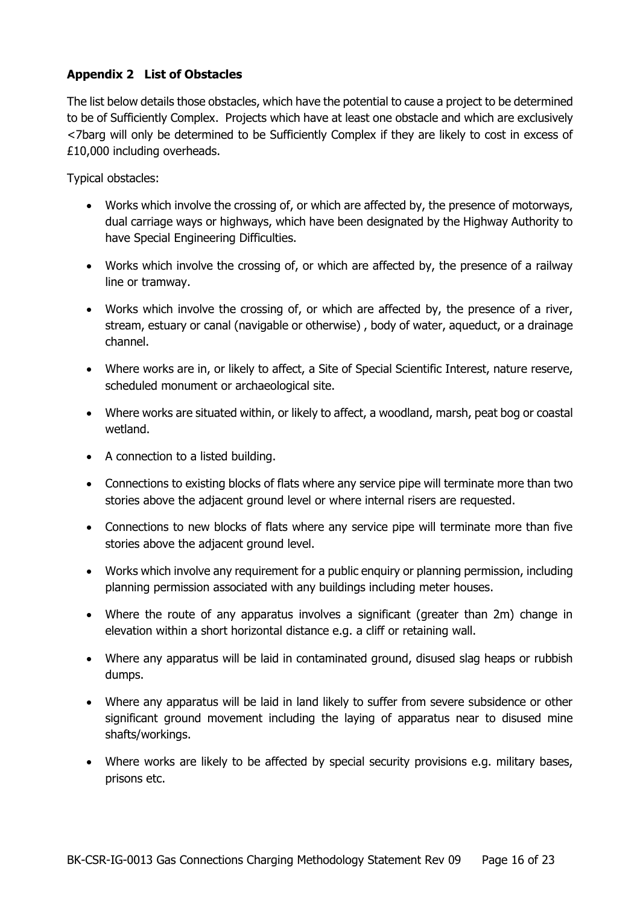### Appendix 2 List of Obstacles

The list below details those obstacles, which have the potential to cause a project to be determined to be of Sufficiently Complex. Projects which have at least one obstacle and which are exclusively <7barg will only be determined to be Sufficiently Complex if they are likely to cost in excess of £10,000 including overheads.

Typical obstacles:

- Works which involve the crossing of, or which are affected by, the presence of motorways, dual carriage ways or highways, which have been designated by the Highway Authority to have Special Engineering Difficulties.
- Works which involve the crossing of, or which are affected by, the presence of a railway line or tramway.
- Works which involve the crossing of, or which are affected by, the presence of a river, stream, estuary or canal (navigable or otherwise) , body of water, aqueduct, or a drainage channel.
- Where works are in, or likely to affect, a Site of Special Scientific Interest, nature reserve, scheduled monument or archaeological site.
- Where works are situated within, or likely to affect, a woodland, marsh, peat bog or coastal wetland.
- A connection to a listed building.
- Connections to existing blocks of flats where any service pipe will terminate more than two stories above the adjacent ground level or where internal risers are requested.
- Connections to new blocks of flats where any service pipe will terminate more than five stories above the adjacent ground level.
- Works which involve any requirement for a public enquiry or planning permission, including planning permission associated with any buildings including meter houses.
- Where the route of any apparatus involves a significant (greater than 2m) change in elevation within a short horizontal distance e.g. a cliff or retaining wall.
- Where any apparatus will be laid in contaminated ground, disused slag heaps or rubbish dumps.
- Where any apparatus will be laid in land likely to suffer from severe subsidence or other significant ground movement including the laying of apparatus near to disused mine shafts/workings.
- Where works are likely to be affected by special security provisions e.g. military bases, prisons etc.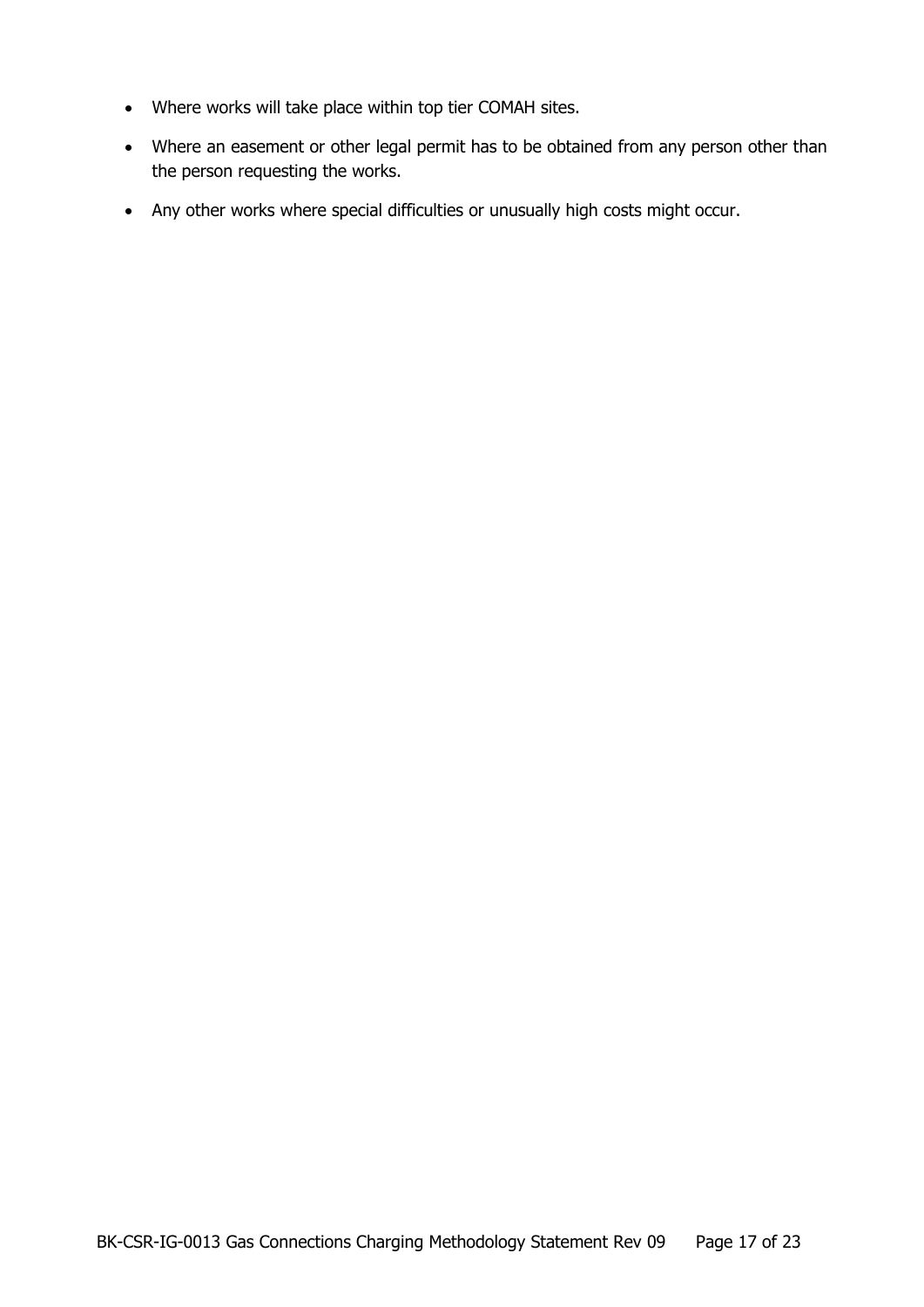- Where works will take place within top tier COMAH sites.
- Where an easement or other legal permit has to be obtained from any person other than the person requesting the works.
- Any other works where special difficulties or unusually high costs might occur.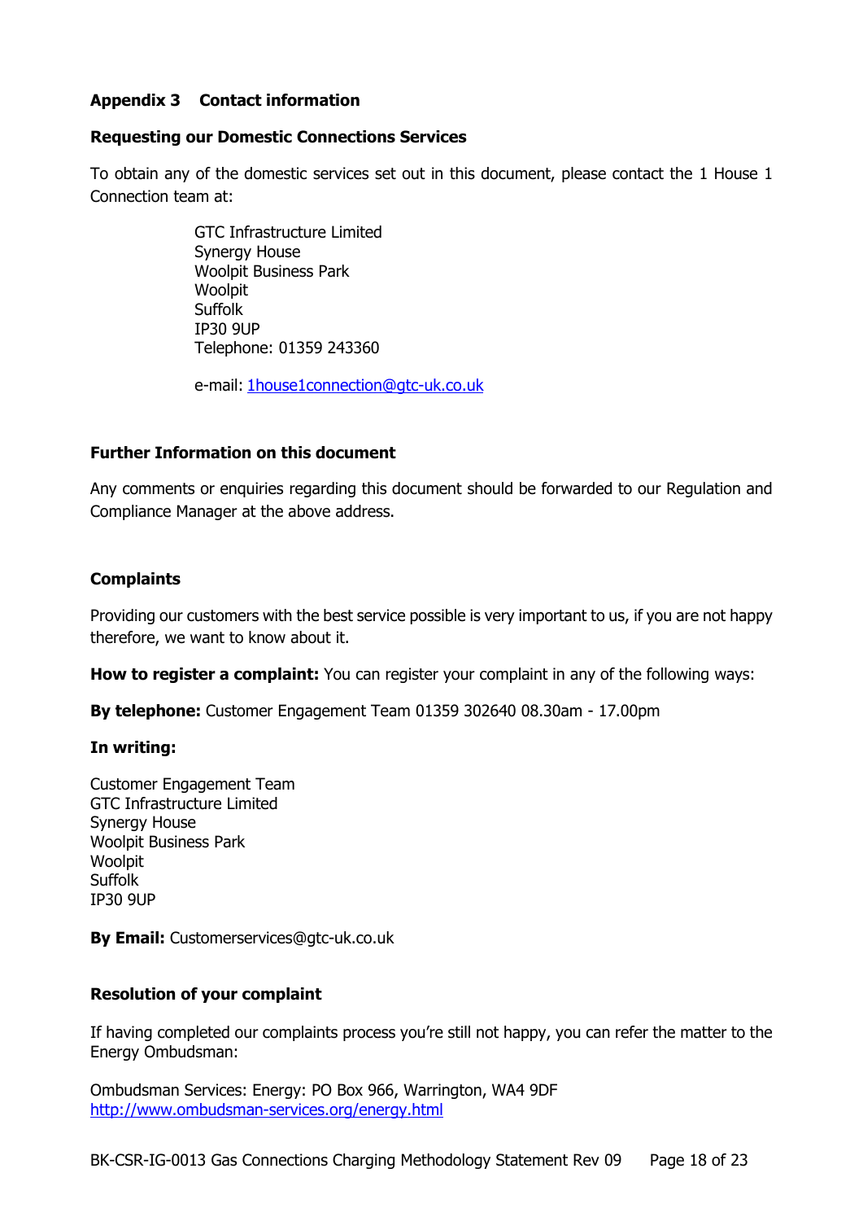## Appendix 3 Contact information

### Requesting our Domestic Connections Services

To obtain any of the domestic services set out in this document, please contact the 1 House 1 Connection team at:

GTC Infrastructure Limited
Synergy House
Woolpit Business Park
Woolpit
Suffolk
IP30 9UP
Telephone: 01359 243360

e-mail: 1house1connection@gtc-uk.co.uk

### Further Information on this document

Any comments or enquiries regarding this document should be forwarded to our Regulation and Compliance Manager at the above address.

### Complaints

Providing our customers with the best service possible is very important to us, if you are not happy therefore, we want to know about it.

**How to register a complaint:** You can register your complaint in any of the following ways:

**By telephone:** Customer Engagement Team 01359 302640 08.30am - 17.00pm

**In writing:**

Customer Engagement Team
GTC Infrastructure Limited
Synergy House
Woolpit Business Park
Woolpit
Suffolk
IP30 9UP

**By Email:** Customerservices@gtc-uk.co.uk

### Resolution of your complaint

If having completed our complaints process you're still not happy, you can refer the matter to the Energy Ombudsman:

Ombudsman Services: Energy: PO Box 966, Warrington, WA4 9DF
http://www.ombudsman-services.org/energy.html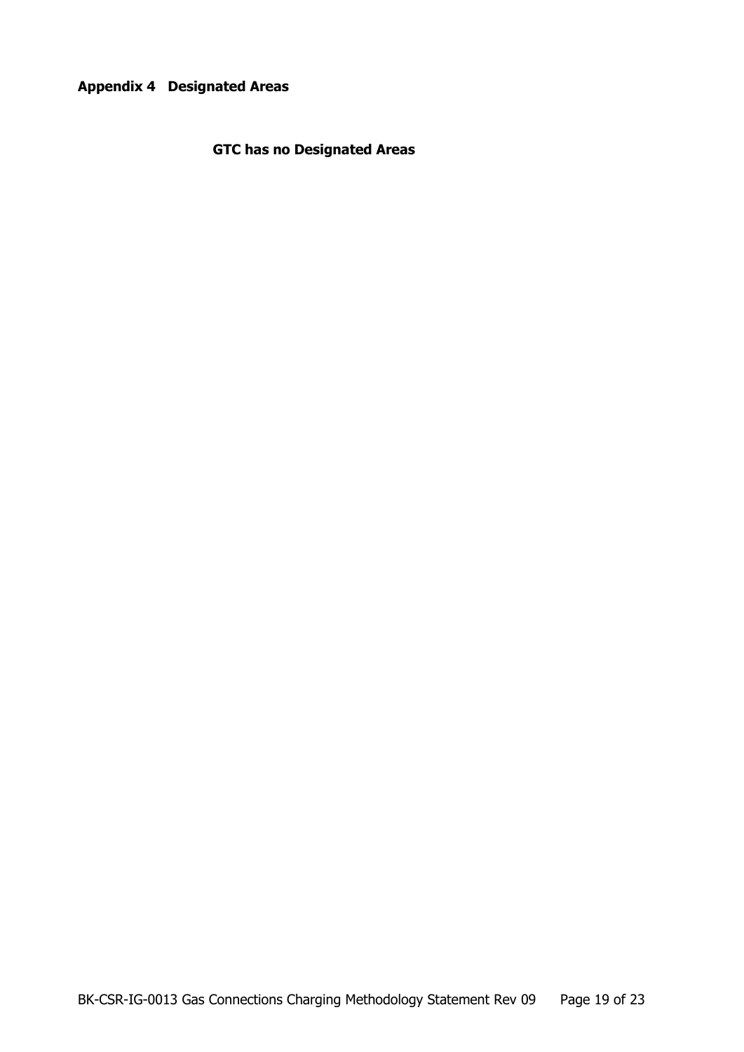## Appendix 4 Designated Areas

**GTC has no Designated Areas**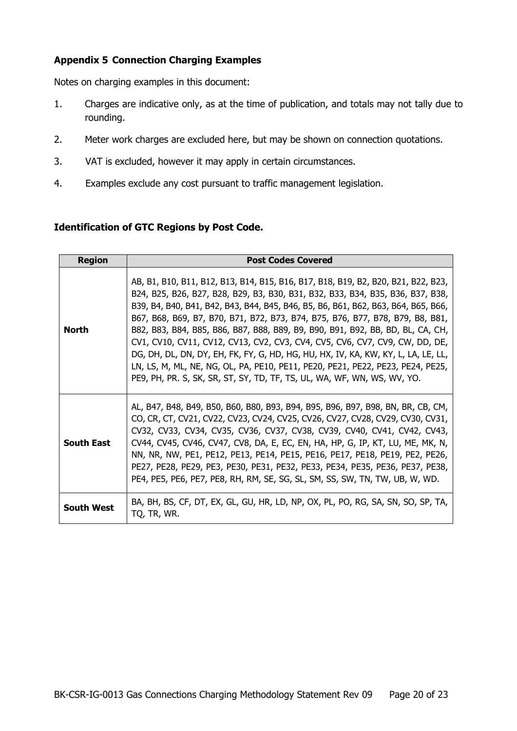### Appendix 5 Connection Charging Examples

Notes on charging examples in this document:

1. Charges are indicative only, as at the time of publication, and totals may not tally due to rounding.
2. Meter work charges are excluded here, but may be shown on connection quotations.
3. VAT is excluded, however it may apply in certain circumstances.
4. Examples exclude any cost pursuant to traffic management legislation.

### Identification of GTC Regions by Post Code.

| Region | Post Codes Covered |
|---|---|
| **North** | AB, B1, B10, B11, B12, B13, B14, B15, B16, B17, B18, B19, B2, B20, B21, B22, B23, B24, B25, B26, B27, B28, B29, B3, B30, B31, B32, B33, B34, B35, B36, B37, B38, B39, B4, B40, B41, B42, B43, B44, B45, B46, B5, B6, B61, B62, B63, B64, B65, B66, B67, B68, B69, B7, B70, B71, B72, B73, B74, B75, B76, B77, B78, B79, B8, B81, B82, B83, B84, B85, B86, B87, B88, B89, B9, B90, B91, B92, BB, BD, BL, CA, CH, CV1, CV10, CV11, CV12, CV13, CV2, CV3, CV4, CV5, CV6, CV7, CV9, CW, DD, DE, DG, DH, DL, DN, DY, EH, FK, FY, G, HD, HG, HU, HX, IV, KA, KW, KY, L, LA, LE, LL, LN, LS, M, ML, NE, NG, OL, PA, PE10, PE11, PE20, PE21, PE22, PE23, PE24, PE25, PE9, PH, PR. S, SK, SR, ST, SY, TD, TF, TS, UL, WA, WF, WN, WS, WV, YO. |
| **South East** | AL, B47, B48, B49, B50, B60, B80, B93, B94, B95, B96, B97, B98, BN, BR, CB, CM, CO, CR, CT, CV21, CV22, CV23, CV24, CV25, CV26, CV27, CV28, CV29, CV30, CV31, CV32, CV33, CV34, CV35, CV36, CV37, CV38, CV39, CV40, CV41, CV42, CV43, CV44, CV45, CV46, CV47, CV8, DA, E, EC, EN, HA, HP, G, IP, KT, LU, ME, MK, N, NN, NR, NW, PE1, PE12, PE13, PE14, PE15, PE16, PE17, PE18, PE19, PE2, PE26, PE27, PE28, PE29, PE3, PE30, PE31, PE32, PE33, PE34, PE35, PE36, PE37, PE38, PE4, PE5, PE6, PE7, PE8, RH, RM, SE, SG, SL, SM, SS, SW, TN, TW, UB, W, WD. |
| **South West** | BA, BH, BS, CF, DT, EX, GL, GU, HR, LD, NP, OX, PL, PO, RG, SA, SN, SO, SP, TA, TQ, TR, WR. |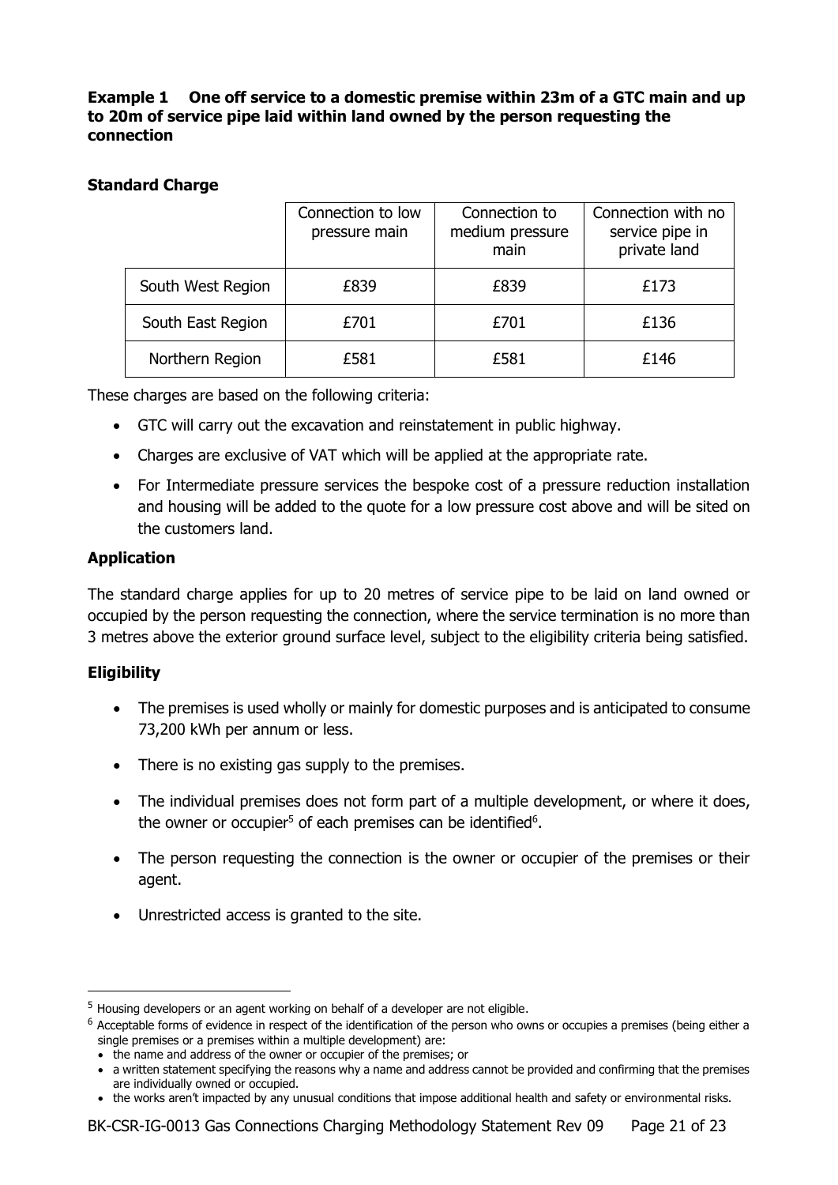**Example 1 One off service to a domestic premise within 23m of a GTC main and up to 20m of service pipe laid within land owned by the person requesting the connection**

**Standard Charge**

| | Connection to low pressure main | Connection to medium pressure main | Connection with no service pipe in private land |
|---|---|---|---|
| South West Region | £839 | £839 | £173 |
| South East Region | £701 | £701 | £136 |
| Northern Region | £581 | £581 | £146 |

These charges are based on the following criteria:

- GTC will carry out the excavation and reinstatement in public highway.
- Charges are exclusive of VAT which will be applied at the appropriate rate.
- For Intermediate pressure services the bespoke cost of a pressure reduction installation and housing will be added to the quote for a low pressure cost above and will be sited on the customers land.

**Application**

The standard charge applies for up to 20 metres of service pipe to be laid on land owned or occupied by the person requesting the connection, where the service termination is no more than 3 metres above the exterior ground surface level, subject to the eligibility criteria being satisfied.

**Eligibility**

- The premises is used wholly or mainly for domestic purposes and is anticipated to consume 73,200 kWh per annum or less.
- There is no existing gas supply to the premises.
- The individual premises does not form part of a multiple development, or where it does, the owner or occupier[5] of each premises can be identified[6].
- The person requesting the connection is the owner or occupier of the premises or their agent.
- Unrestricted access is granted to the site.

---

[5] Housing developers or an agent working on behalf of a developer are not eligible.

[6] Acceptable forms of evidence in respect of the identification of the person who owns or occupies a premises (being either a single premises or a premises within a multiple development) are:

- the name and address of the owner or occupier of the premises; or
- a written statement specifying the reasons why a name and address cannot be provided and confirming that the premises are individually owned or occupied.
- the works aren't impacted by any unusual conditions that impose additional health and safety or environmental risks.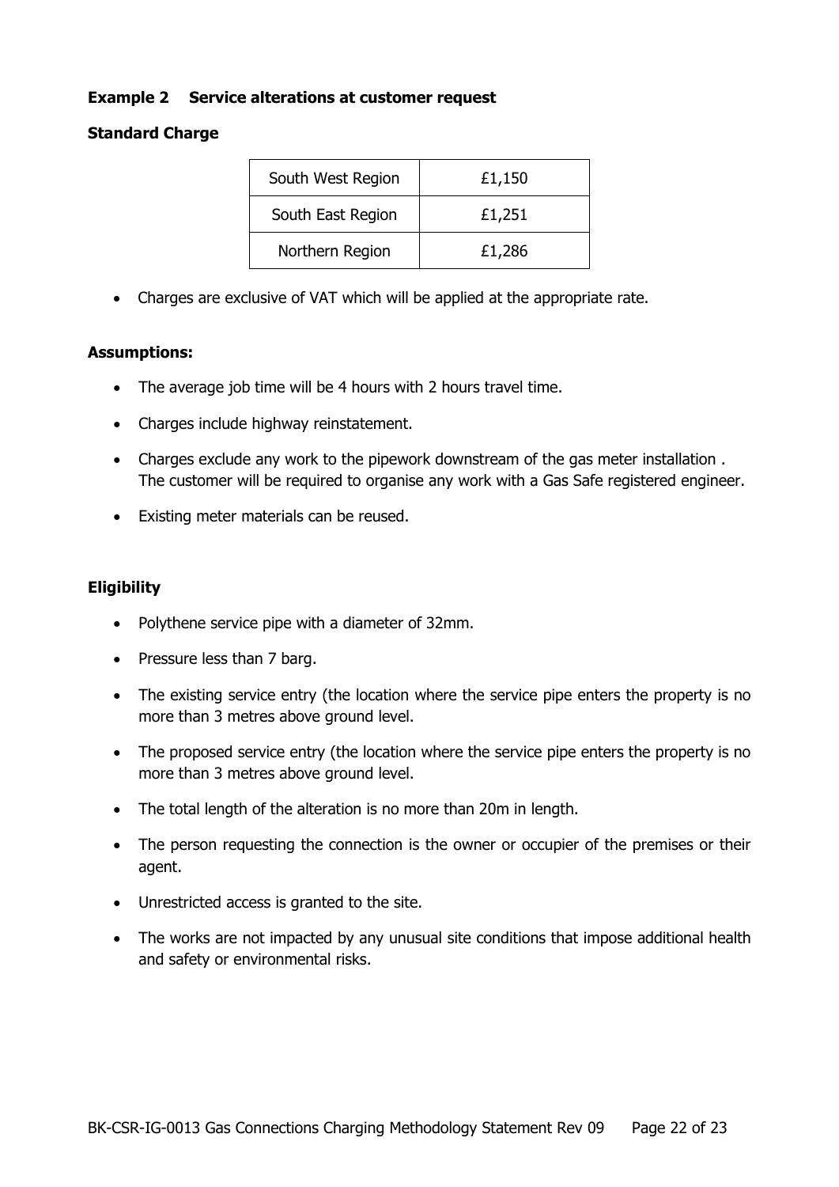### Example 2 Service alterations at customer request

**Standard Charge**

| South West Region | £1,150 |
|---|---|
| South East Region | £1,251 |
| Northern Region | £1,286 |

- Charges are exclusive of VAT which will be applied at the appropriate rate.

**Assumptions:**

- The average job time will be 4 hours with 2 hours travel time.
- Charges include highway reinstatement.
- Charges exclude any work to the pipework downstream of the gas meter installation . The customer will be required to organise any work with a Gas Safe registered engineer.
- Existing meter materials can be reused.

**Eligibility**

- Polythene service pipe with a diameter of 32mm.
- Pressure less than 7 barg.
- The existing service entry (the location where the service pipe enters the property is no more than 3 metres above ground level.
- The proposed service entry (the location where the service pipe enters the property is no more than 3 metres above ground level.
- The total length of the alteration is no more than 20m in length.
- The person requesting the connection is the owner or occupier of the premises or their agent.
- Unrestricted access is granted to the site.
- The works are not impacted by any unusual site conditions that impose additional health and safety or environmental risks.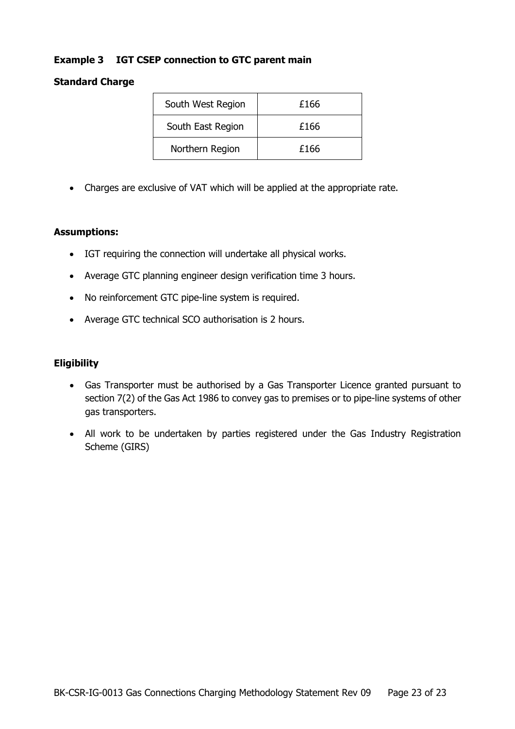**Example 3 IGT CSEP connection to GTC parent main**

**Standard Charge**

| | |
|---|---|
| South West Region | £166 |
| South East Region | £166 |
| Northern Region | £166 |

- Charges are exclusive of VAT which will be applied at the appropriate rate.

**Assumptions:**

- IGT requiring the connection will undertake all physical works.
- Average GTC planning engineer design verification time 3 hours.
- No reinforcement GTC pipe-line system is required.
- Average GTC technical SCO authorisation is 2 hours.

**Eligibility**

- Gas Transporter must be authorised by a Gas Transporter Licence granted pursuant to section 7(2) of the Gas Act 1986 to convey gas to premises or to pipe-line systems of other gas transporters.
- All work to be undertaken by parties registered under the Gas Industry Registration Scheme (GIRS)